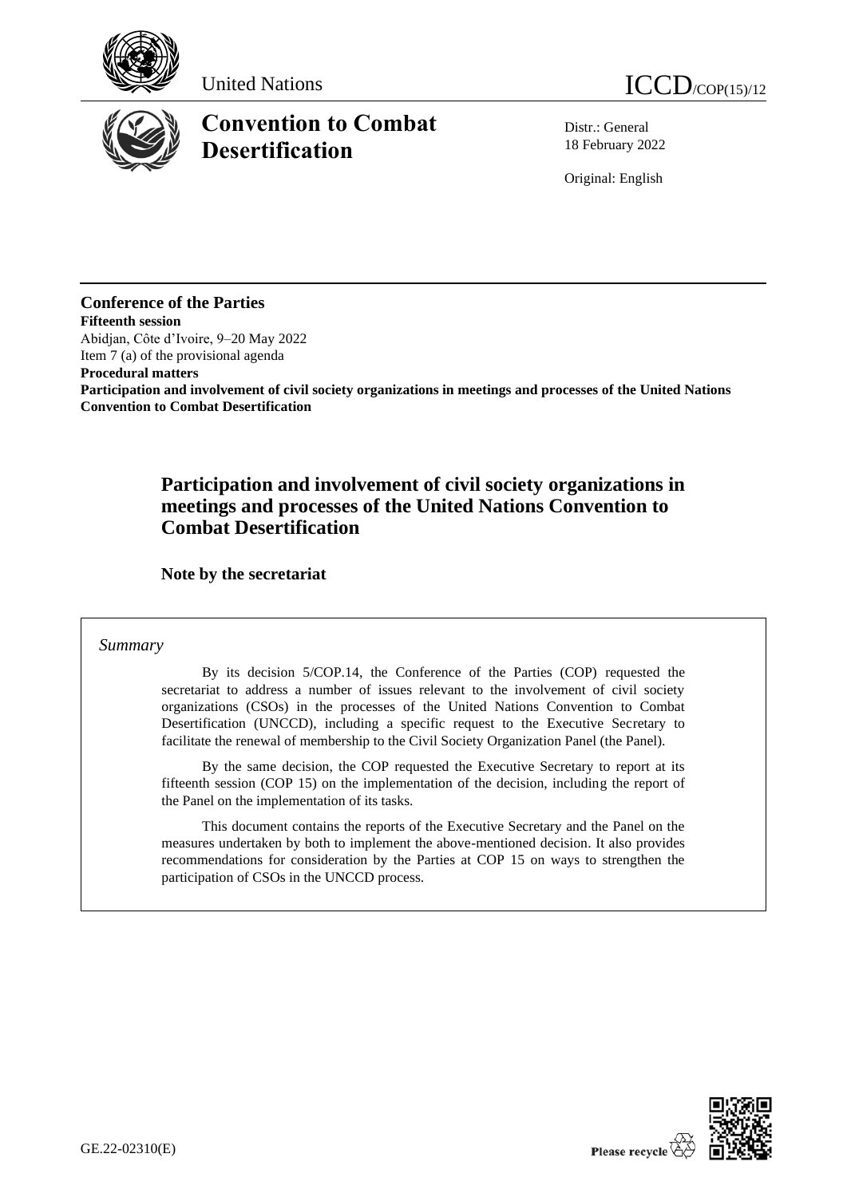United Nations

ICCD/COP(15)/12

# Convention to Combat Desertification

Distr.: General
18 February 2022

Original: English

**Conference of the Parties**
**Fifteenth session**
Abidjan, Côte d'Ivoire, 9–20 May 2022
Item 7 (a) of the provisional agenda
**Procedural matters**
**Participation and involvement of civil society organizations in meetings and processes of the United Nations Convention to Combat Desertification**

## Participation and involvement of civil society organizations in meetings and processes of the United Nations Convention to Combat Desertification

### Note by the secretariat

*Summary*

By its decision 5/COP.14, the Conference of the Parties (COP) requested the secretariat to address a number of issues relevant to the involvement of civil society organizations (CSOs) in the processes of the United Nations Convention to Combat Desertification (UNCCD), including a specific request to the Executive Secretary to facilitate the renewal of membership to the Civil Society Organization Panel (the Panel).

By the same decision, the COP requested the Executive Secretary to report at its fifteenth session (COP 15) on the implementation of the decision, including the report of the Panel on the implementation of its tasks.

This document contains the reports of the Executive Secretary and the Panel on the measures undertaken by both to implement the above-mentioned decision. It also provides recommendations for consideration by the Parties at COP 15 on ways to strengthen the participation of CSOs in the UNCCD process.

GE.22-02310(E)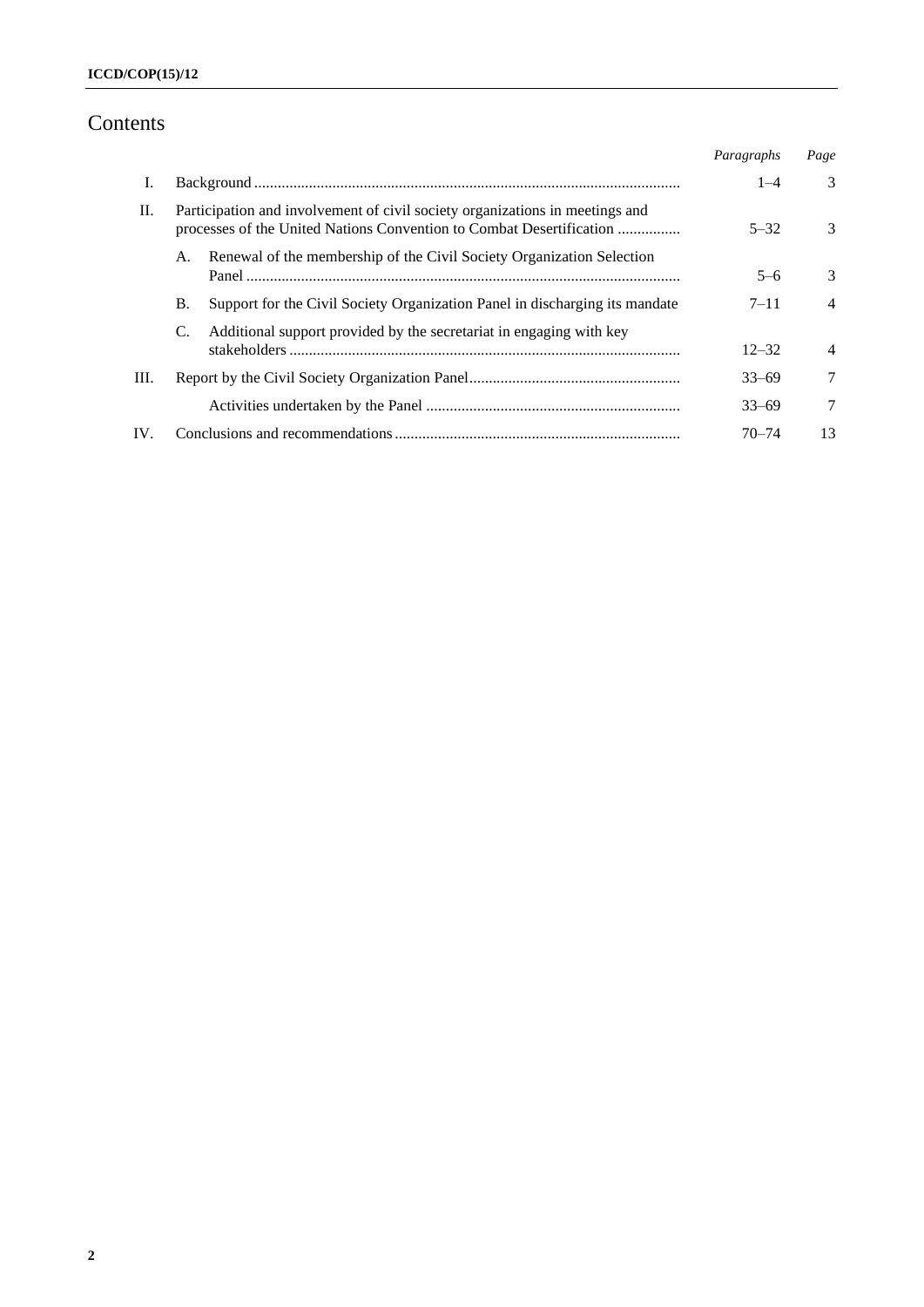# Contents

| | | Paragraphs | Page |
|---|---|---|---|
| I. | Background | 1–4 | 3 |
| II. | Participation and involvement of civil society organizations in meetings and processes of the United Nations Convention to Combat Desertification | 5–32 | 3 |
| | A. Renewal of the membership of the Civil Society Organization Selection Panel | 5–6 | 3 |
| | B. Support for the Civil Society Organization Panel in discharging its mandate | 7–11 | 4 |
| | C. Additional support provided by the secretariat in engaging with key stakeholders | 12–32 | 4 |
| III. | Report by the Civil Society Organization Panel | 33–69 | 7 |
| | Activities undertaken by the Panel | 33–69 | 7 |
| IV. | Conclusions and recommendations | 70–74 | 13 |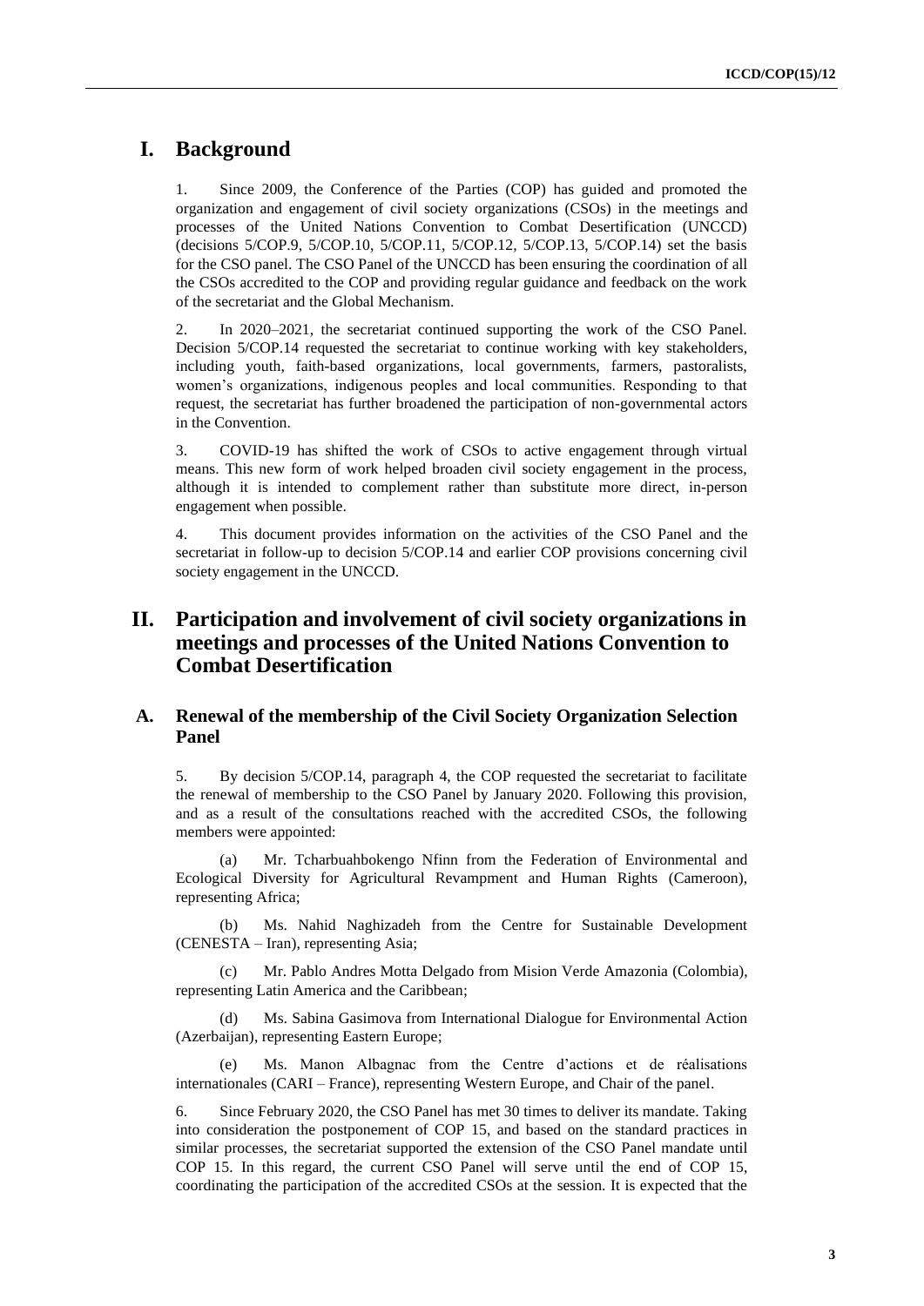# I. Background

1. Since 2009, the Conference of the Parties (COP) has guided and promoted the organization and engagement of civil society organizations (CSOs) in the meetings and processes of the United Nations Convention to Combat Desertification (UNCCD) (decisions 5/COP.9, 5/COP.10, 5/COP.11, 5/COP.12, 5/COP.13, 5/COP.14) set the basis for the CSO panel. The CSO Panel of the UNCCD has been ensuring the coordination of all the CSOs accredited to the COP and providing regular guidance and feedback on the work of the secretariat and the Global Mechanism.

2. In 2020–2021, the secretariat continued supporting the work of the CSO Panel. Decision 5/COP.14 requested the secretariat to continue working with key stakeholders, including youth, faith-based organizations, local governments, farmers, pastoralists, women's organizations, indigenous peoples and local communities. Responding to that request, the secretariat has further broadened the participation of non-governmental actors in the Convention.

3. COVID-19 has shifted the work of CSOs to active engagement through virtual means. This new form of work helped broaden civil society engagement in the process, although it is intended to complement rather than substitute more direct, in-person engagement when possible.

4. This document provides information on the activities of the CSO Panel and the secretariat in follow-up to decision 5/COP.14 and earlier COP provisions concerning civil society engagement in the UNCCD.

# II. Participation and involvement of civil society organizations in meetings and processes of the United Nations Convention to Combat Desertification

## A. Renewal of the membership of the Civil Society Organization Selection Panel

5. By decision 5/COP.14, paragraph 4, the COP requested the secretariat to facilitate the renewal of membership to the CSO Panel by January 2020. Following this provision, and as a result of the consultations reached with the accredited CSOs, the following members were appointed:

(a) Mr. Tcharbuahbokengo Nfinn from the Federation of Environmental and Ecological Diversity for Agricultural Revampment and Human Rights (Cameroon), representing Africa;

(b) Ms. Nahid Naghizadeh from the Centre for Sustainable Development (CENESTA – Iran), representing Asia;

(c) Mr. Pablo Andres Motta Delgado from Mision Verde Amazonia (Colombia), representing Latin America and the Caribbean;

(d) Ms. Sabina Gasimova from International Dialogue for Environmental Action (Azerbaijan), representing Eastern Europe;

(e) Ms. Manon Albagnac from the Centre d'actions et de réalisations internationales (CARI – France), representing Western Europe, and Chair of the panel.

6. Since February 2020, the CSO Panel has met 30 times to deliver its mandate. Taking into consideration the postponement of COP 15, and based on the standard practices in similar processes, the secretariat supported the extension of the CSO Panel mandate until COP 15. In this regard, the current CSO Panel will serve until the end of COP 15, coordinating the participation of the accredited CSOs at the session. It is expected that the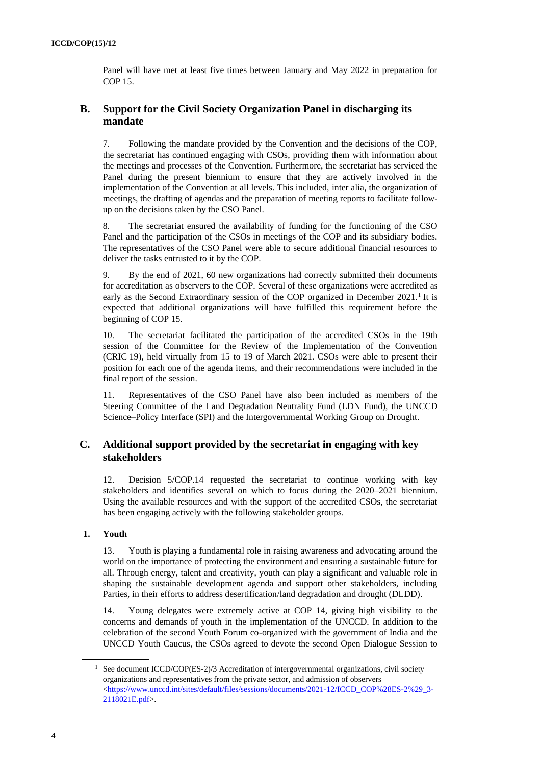Panel will have met at least five times between January and May 2022 in preparation for COP 15.

## B. Support for the Civil Society Organization Panel in discharging its mandate

7. Following the mandate provided by the Convention and the decisions of the COP, the secretariat has continued engaging with CSOs, providing them with information about the meetings and processes of the Convention. Furthermore, the secretariat has serviced the Panel during the present biennium to ensure that they are actively involved in the implementation of the Convention at all levels. This included, inter alia, the organization of meetings, the drafting of agendas and the preparation of meeting reports to facilitate follow-up on the decisions taken by the CSO Panel.

8. The secretariat ensured the availability of funding for the functioning of the CSO Panel and the participation of the CSOs in meetings of the COP and its subsidiary bodies. The representatives of the CSO Panel were able to secure additional financial resources to deliver the tasks entrusted to it by the COP.

9. By the end of 2021, 60 new organizations had correctly submitted their documents for accreditation as observers to the COP. Several of these organizations were accredited as early as the Second Extraordinary session of the COP organized in December 2021.[1] It is expected that additional organizations will have fulfilled this requirement before the beginning of COP 15.

10. The secretariat facilitated the participation of the accredited CSOs in the 19th session of the Committee for the Review of the Implementation of the Convention (CRIC 19), held virtually from 15 to 19 of March 2021. CSOs were able to present their position for each one of the agenda items, and their recommendations were included in the final report of the session.

11. Representatives of the CSO Panel have also been included as members of the Steering Committee of the Land Degradation Neutrality Fund (LDN Fund), the UNCCD Science–Policy Interface (SPI) and the Intergovernmental Working Group on Drought.

## C. Additional support provided by the secretariat in engaging with key stakeholders

12. Decision 5/COP.14 requested the secretariat to continue working with key stakeholders and identifies several on which to focus during the 2020–2021 biennium. Using the available resources and with the support of the accredited CSOs, the secretariat has been engaging actively with the following stakeholder groups.

### 1. Youth

13. Youth is playing a fundamental role in raising awareness and advocating around the world on the importance of protecting the environment and ensuring a sustainable future for all. Through energy, talent and creativity, youth can play a significant and valuable role in shaping the sustainable development agenda and support other stakeholders, including Parties, in their efforts to address desertification/land degradation and drought (DLDD).

14. Young delegates were extremely active at COP 14, giving high visibility to the concerns and demands of youth in the implementation of the UNCCD. In addition to the celebration of the second Youth Forum co-organized with the government of India and the UNCCD Youth Caucus, the CSOs agreed to devote the second Open Dialogue Session to

[1] See document ICCD/COP(ES-2)/3 Accreditation of intergovernmental organizations, civil society organizations and representatives from the private sector, and admission of observers <https://www.unccd.int/sites/default/files/sessions/documents/2021-12/ICCD_COP%28ES-2%29_3-2118021E.pdf>.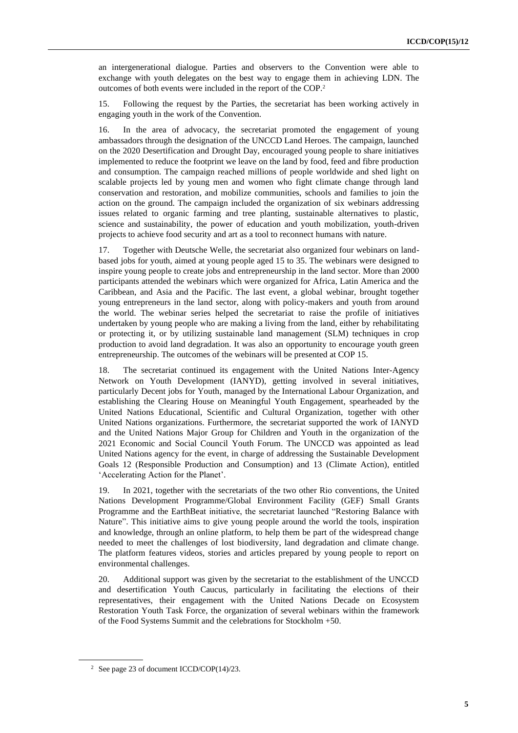an intergenerational dialogue. Parties and observers to the Convention were able to exchange with youth delegates on the best way to engage them in achieving LDN. The outcomes of both events were included in the report of the COP.[2]

15. Following the request by the Parties, the secretariat has been working actively in engaging youth in the work of the Convention.

16. In the area of advocacy, the secretariat promoted the engagement of young ambassadors through the designation of the UNCCD Land Heroes. The campaign, launched on the 2020 Desertification and Drought Day, encouraged young people to share initiatives implemented to reduce the footprint we leave on the land by food, feed and fibre production and consumption. The campaign reached millions of people worldwide and shed light on scalable projects led by young men and women who fight climate change through land conservation and restoration, and mobilize communities, schools and families to join the action on the ground. The campaign included the organization of six webinars addressing issues related to organic farming and tree planting, sustainable alternatives to plastic, science and sustainability, the power of education and youth mobilization, youth-driven projects to achieve food security and art as a tool to reconnect humans with nature.

17. Together with Deutsche Welle, the secretariat also organized four webinars on land-based jobs for youth, aimed at young people aged 15 to 35. The webinars were designed to inspire young people to create jobs and entrepreneurship in the land sector. More than 2000 participants attended the webinars which were organized for Africa, Latin America and the Caribbean, and Asia and the Pacific. The last event, a global webinar, brought together young entrepreneurs in the land sector, along with policy-makers and youth from around the world. The webinar series helped the secretariat to raise the profile of initiatives undertaken by young people who are making a living from the land, either by rehabilitating or protecting it, or by utilizing sustainable land management (SLM) techniques in crop production to avoid land degradation. It was also an opportunity to encourage youth green entrepreneurship. The outcomes of the webinars will be presented at COP 15.

18. The secretariat continued its engagement with the United Nations Inter-Agency Network on Youth Development (IANYD), getting involved in several initiatives, particularly Decent jobs for Youth, managed by the International Labour Organization, and establishing the Clearing House on Meaningful Youth Engagement, spearheaded by the United Nations Educational, Scientific and Cultural Organization, together with other United Nations organizations. Furthermore, the secretariat supported the work of IANYD and the United Nations Major Group for Children and Youth in the organization of the 2021 Economic and Social Council Youth Forum. The UNCCD was appointed as lead United Nations agency for the event, in charge of addressing the Sustainable Development Goals 12 (Responsible Production and Consumption) and 13 (Climate Action), entitled 'Accelerating Action for the Planet'.

19. In 2021, together with the secretariats of the two other Rio conventions, the United Nations Development Programme/Global Environment Facility (GEF) Small Grants Programme and the EarthBeat initiative, the secretariat launched "Restoring Balance with Nature". This initiative aims to give young people around the world the tools, inspiration and knowledge, through an online platform, to help them be part of the widespread change needed to meet the challenges of lost biodiversity, land degradation and climate change. The platform features videos, stories and articles prepared by young people to report on environmental challenges.

20. Additional support was given by the secretariat to the establishment of the UNCCD and desertification Youth Caucus, particularly in facilitating the elections of their representatives, their engagement with the United Nations Decade on Ecosystem Restoration Youth Task Force, the organization of several webinars within the framework of the Food Systems Summit and the celebrations for Stockholm +50.

[2] See page 23 of document ICCD/COP(14)/23.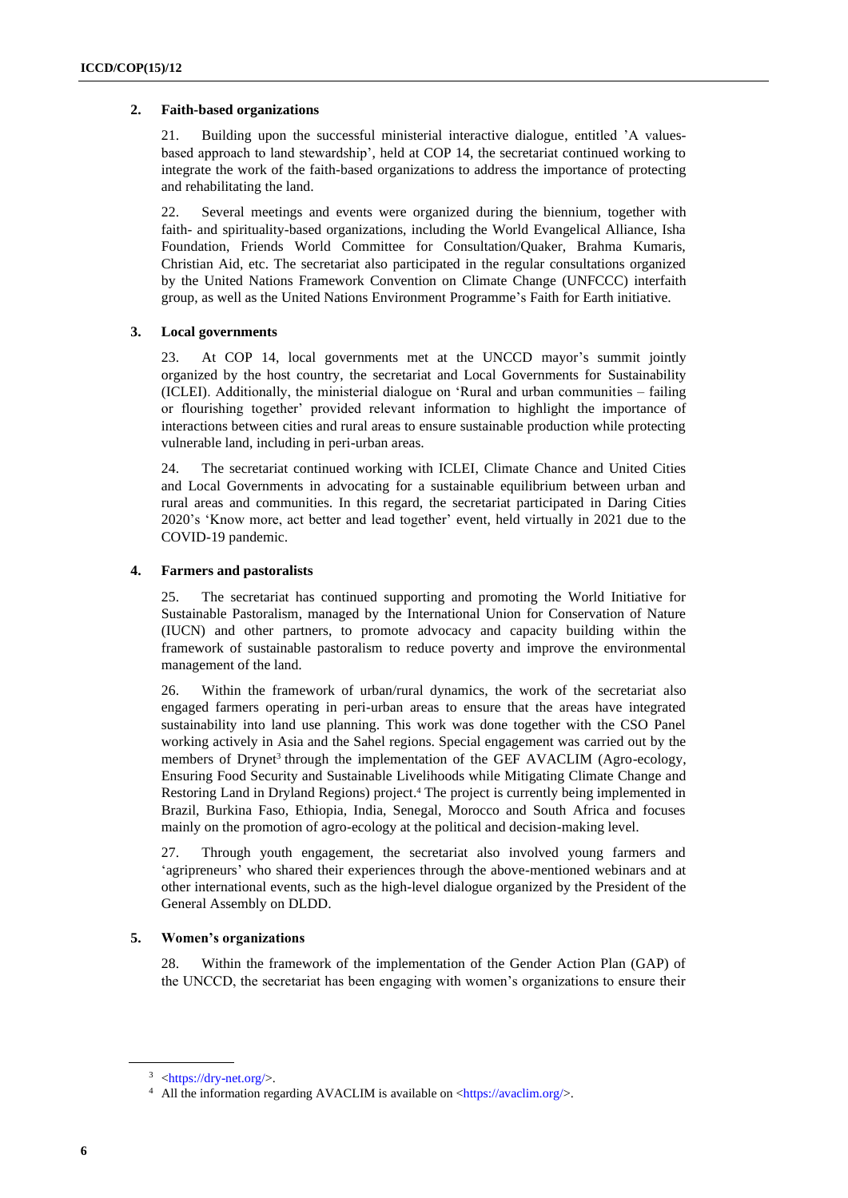## 2. Faith-based organizations

21. Building upon the successful ministerial interactive dialogue, entitled 'A values-based approach to land stewardship', held at COP 14, the secretariat continued working to integrate the work of the faith-based organizations to address the importance of protecting and rehabilitating the land.

22. Several meetings and events were organized during the biennium, together with faith- and spirituality-based organizations, including the World Evangelical Alliance, Isha Foundation, Friends World Committee for Consultation/Quaker, Brahma Kumaris, Christian Aid, etc. The secretariat also participated in the regular consultations organized by the United Nations Framework Convention on Climate Change (UNFCCC) interfaith group, as well as the United Nations Environment Programme's Faith for Earth initiative.

## 3. Local governments

23. At COP 14, local governments met at the UNCCD mayor's summit jointly organized by the host country, the secretariat and Local Governments for Sustainability (ICLEI). Additionally, the ministerial dialogue on 'Rural and urban communities – failing or flourishing together' provided relevant information to highlight the importance of interactions between cities and rural areas to ensure sustainable production while protecting vulnerable land, including in peri-urban areas.

24. The secretariat continued working with ICLEI, Climate Chance and United Cities and Local Governments in advocating for a sustainable equilibrium between urban and rural areas and communities. In this regard, the secretariat participated in Daring Cities 2020's 'Know more, act better and lead together' event, held virtually in 2021 due to the COVID-19 pandemic.

## 4. Farmers and pastoralists

25. The secretariat has continued supporting and promoting the World Initiative for Sustainable Pastoralism, managed by the International Union for Conservation of Nature (IUCN) and other partners, to promote advocacy and capacity building within the framework of sustainable pastoralism to reduce poverty and improve the environmental management of the land.

26. Within the framework of urban/rural dynamics, the work of the secretariat also engaged farmers operating in peri-urban areas to ensure that the areas have integrated sustainability into land use planning. This work was done together with the CSO Panel working actively in Asia and the Sahel regions. Special engagement was carried out by the members of Drynet[3] through the implementation of the GEF AVACLIM (Agro-ecology, Ensuring Food Security and Sustainable Livelihoods while Mitigating Climate Change and Restoring Land in Dryland Regions) project.[4] The project is currently being implemented in Brazil, Burkina Faso, Ethiopia, India, Senegal, Morocco and South Africa and focuses mainly on the promotion of agro-ecology at the political and decision-making level.

27. Through youth engagement, the secretariat also involved young farmers and 'agripreneurs' who shared their experiences through the above-mentioned webinars and at other international events, such as the high-level dialogue organized by the President of the General Assembly on DLDD.

## 5. Women's organizations

28. Within the framework of the implementation of the Gender Action Plan (GAP) of the UNCCD, the secretariat has been engaging with women's organizations to ensure their

---

[3] <https://dry-net.org/>.

[4] All the information regarding AVACLIM is available on <https://avaclim.org/>.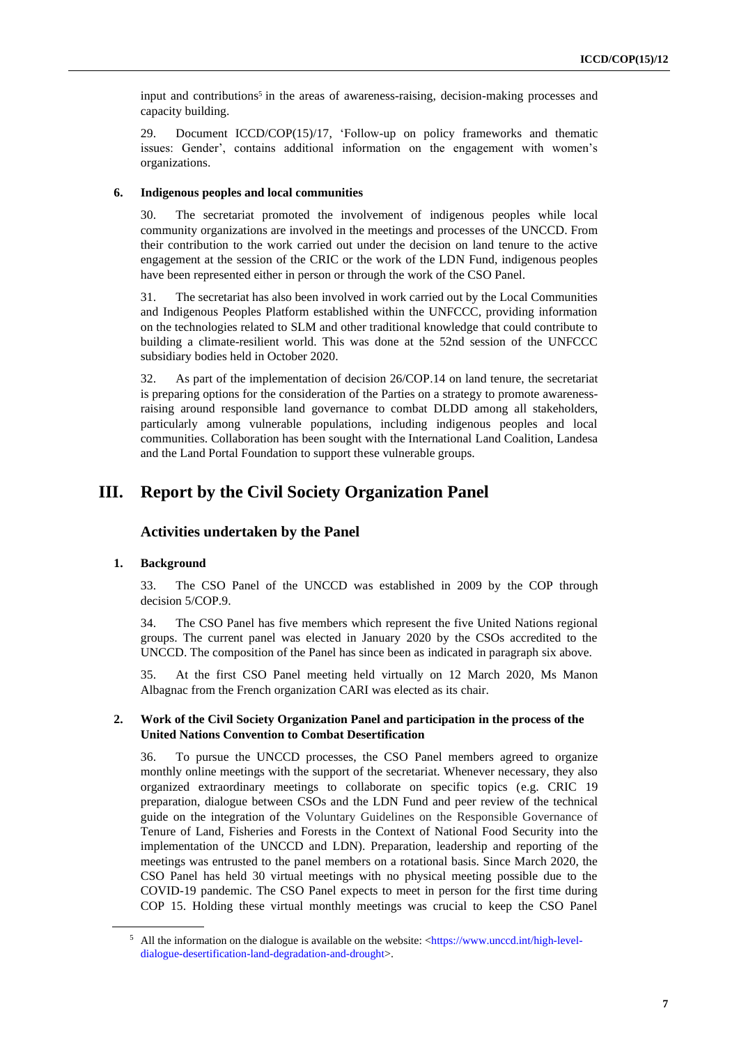input and contributions[5] in the areas of awareness-raising, decision-making processes and capacity building.

29. Document ICCD/COP(15)/17, 'Follow-up on policy frameworks and thematic issues: Gender', contains additional information on the engagement with women's organizations.

### 6. Indigenous peoples and local communities

30. The secretariat promoted the involvement of indigenous peoples while local community organizations are involved in the meetings and processes of the UNCCD. From their contribution to the work carried out under the decision on land tenure to the active engagement at the session of the CRIC or the work of the LDN Fund, indigenous peoples have been represented either in person or through the work of the CSO Panel.

31. The secretariat has also been involved in work carried out by the Local Communities and Indigenous Peoples Platform established within the UNFCCC, providing information on the technologies related to SLM and other traditional knowledge that could contribute to building a climate-resilient world. This was done at the 52nd session of the UNFCCC subsidiary bodies held in October 2020.

32. As part of the implementation of decision 26/COP.14 on land tenure, the secretariat is preparing options for the consideration of the Parties on a strategy to promote awareness-raising around responsible land governance to combat DLDD among all stakeholders, particularly among vulnerable populations, including indigenous peoples and local communities. Collaboration has been sought with the International Land Coalition, Landesa and the Land Portal Foundation to support these vulnerable groups.

# III. Report by the Civil Society Organization Panel

## Activities undertaken by the Panel

### 1. Background

33. The CSO Panel of the UNCCD was established in 2009 by the COP through decision 5/COP.9.

34. The CSO Panel has five members which represent the five United Nations regional groups. The current panel was elected in January 2020 by the CSOs accredited to the UNCCD. The composition of the Panel has since been as indicated in paragraph six above.

35. At the first CSO Panel meeting held virtually on 12 March 2020, Ms Manon Albagnac from the French organization CARI was elected as its chair.

### 2. Work of the Civil Society Organization Panel and participation in the process of the United Nations Convention to Combat Desertification

36. To pursue the UNCCD processes, the CSO Panel members agreed to organize monthly online meetings with the support of the secretariat. Whenever necessary, they also organized extraordinary meetings to collaborate on specific topics (e.g. CRIC 19 preparation, dialogue between CSOs and the LDN Fund and peer review of the technical guide on the integration of the Voluntary Guidelines on the Responsible Governance of Tenure of Land, Fisheries and Forests in the Context of National Food Security into the implementation of the UNCCD and LDN). Preparation, leadership and reporting of the meetings was entrusted to the panel members on a rotational basis. Since March 2020, the CSO Panel has held 30 virtual meetings with no physical meeting possible due to the COVID-19 pandemic. The CSO Panel expects to meet in person for the first time during COP 15. Holding these virtual monthly meetings was crucial to keep the CSO Panel

[5] All the information on the dialogue is available on the website: <https://www.unccd.int/high-level-dialogue-desertification-land-degradation-and-drought>.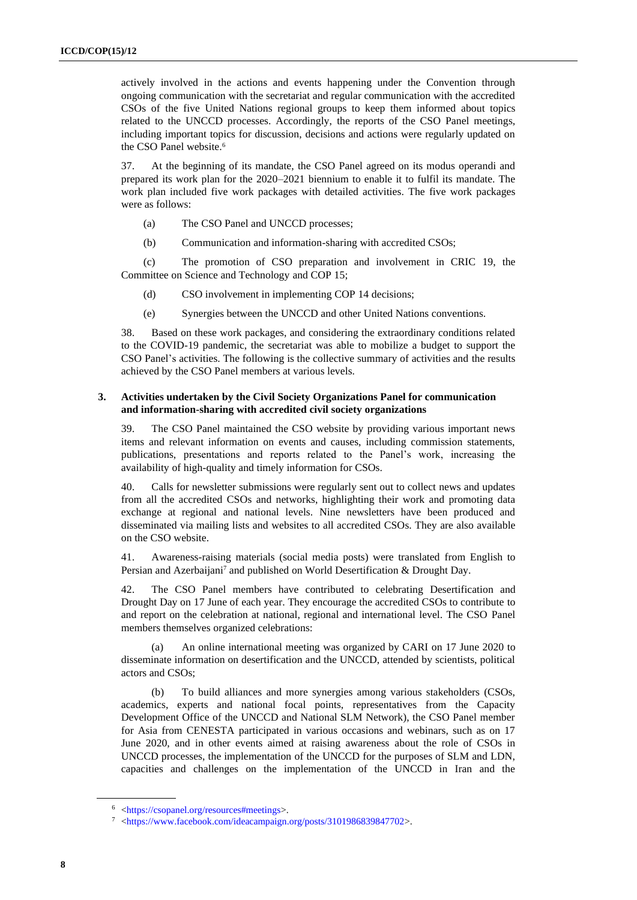actively involved in the actions and events happening under the Convention through ongoing communication with the secretariat and regular communication with the accredited CSOs of the five United Nations regional groups to keep them informed about topics related to the UNCCD processes. Accordingly, the reports of the CSO Panel meetings, including important topics for discussion, decisions and actions were regularly updated on the CSO Panel website.[6]

37. At the beginning of its mandate, the CSO Panel agreed on its modus operandi and prepared its work plan for the 2020–2021 biennium to enable it to fulfil its mandate. The work plan included five work packages with detailed activities. The five work packages were as follows:

(a) The CSO Panel and UNCCD processes;

(b) Communication and information-sharing with accredited CSOs;

(c) The promotion of CSO preparation and involvement in CRIC 19, the Committee on Science and Technology and COP 15;

(d) CSO involvement in implementing COP 14 decisions;

(e) Synergies between the UNCCD and other United Nations conventions.

38. Based on these work packages, and considering the extraordinary conditions related to the COVID-19 pandemic, the secretariat was able to mobilize a budget to support the CSO Panel's activities. The following is the collective summary of activities and the results achieved by the CSO Panel members at various levels.

### 3. Activities undertaken by the Civil Society Organizations Panel for communication and information-sharing with accredited civil society organizations

39. The CSO Panel maintained the CSO website by providing various important news items and relevant information on events and causes, including commission statements, publications, presentations and reports related to the Panel's work, increasing the availability of high-quality and timely information for CSOs.

40. Calls for newsletter submissions were regularly sent out to collect news and updates from all the accredited CSOs and networks, highlighting their work and promoting data exchange at regional and national levels. Nine newsletters have been produced and disseminated via mailing lists and websites to all accredited CSOs. They are also available on the CSO website.

41. Awareness-raising materials (social media posts) were translated from English to Persian and Azerbaijani[7] and published on World Desertification & Drought Day.

42. The CSO Panel members have contributed to celebrating Desertification and Drought Day on 17 June of each year. They encourage the accredited CSOs to contribute to and report on the celebration at national, regional and international level. The CSO Panel members themselves organized celebrations:

(a) An online international meeting was organized by CARI on 17 June 2020 to disseminate information on desertification and the UNCCD, attended by scientists, political actors and CSOs;

(b) To build alliances and more synergies among various stakeholders (CSOs, academics, experts and national focal points, representatives from the Capacity Development Office of the UNCCD and National SLM Network), the CSO Panel member for Asia from CENESTA participated in various occasions and webinars, such as on 17 June 2020, and in other events aimed at raising awareness about the role of CSOs in UNCCD processes, the implementation of the UNCCD for the purposes of SLM and LDN, capacities and challenges on the implementation of the UNCCD in Iran and the

---

[6] <https://csopanel.org/resources#meetings>.

[7] <https://www.facebook.com/ideacampaign.org/posts/3101986839847702>.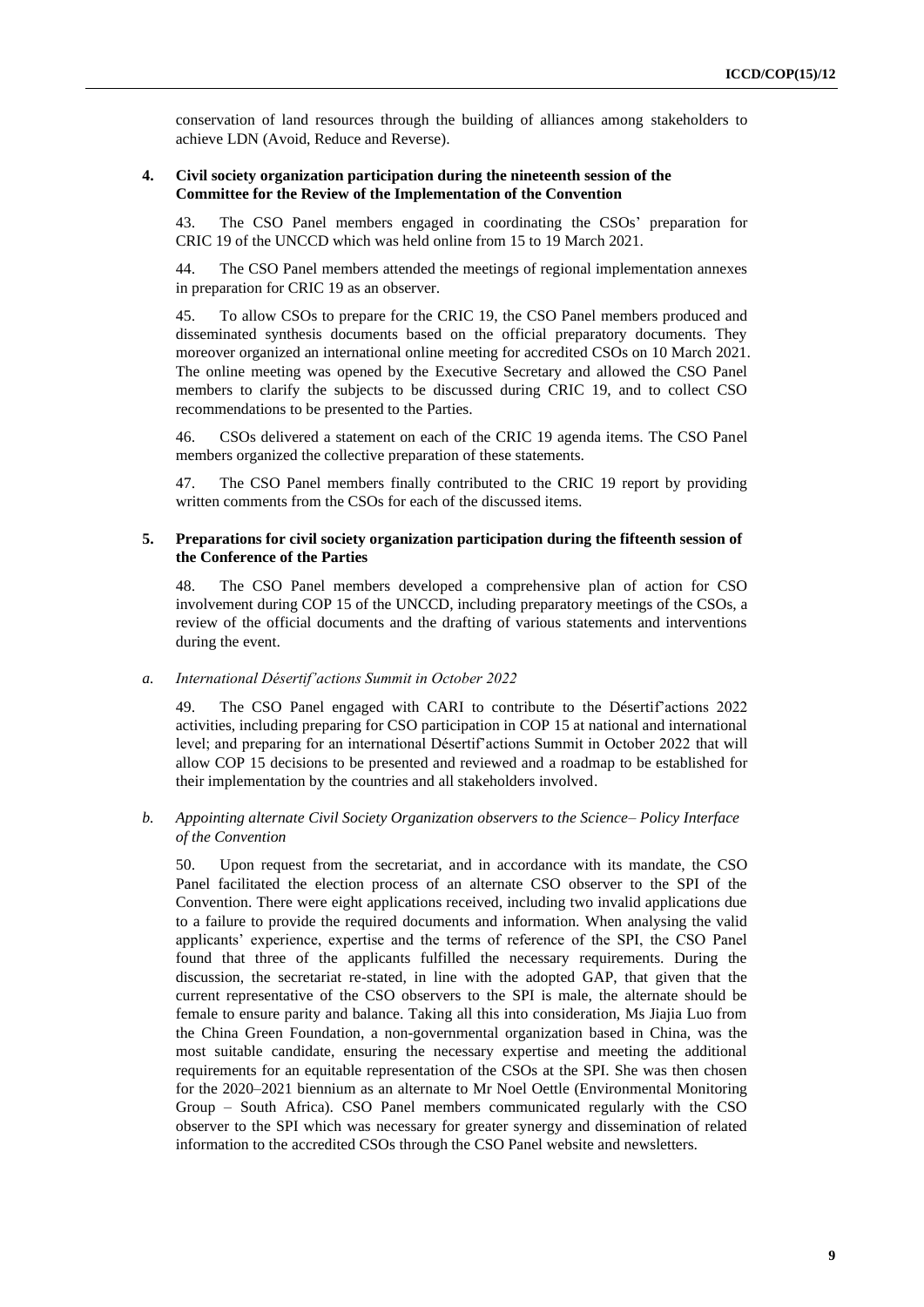conservation of land resources through the building of alliances among stakeholders to achieve LDN (Avoid, Reduce and Reverse).

#### 4. Civil society organization participation during the nineteenth session of the Committee for the Review of the Implementation of the Convention

43. The CSO Panel members engaged in coordinating the CSOs' preparation for CRIC 19 of the UNCCD which was held online from 15 to 19 March 2021.

44. The CSO Panel members attended the meetings of regional implementation annexes in preparation for CRIC 19 as an observer.

45. To allow CSOs to prepare for the CRIC 19, the CSO Panel members produced and disseminated synthesis documents based on the official preparatory documents. They moreover organized an international online meeting for accredited CSOs on 10 March 2021. The online meeting was opened by the Executive Secretary and allowed the CSO Panel members to clarify the subjects to be discussed during CRIC 19, and to collect CSO recommendations to be presented to the Parties.

46. CSOs delivered a statement on each of the CRIC 19 agenda items. The CSO Panel members organized the collective preparation of these statements.

47. The CSO Panel members finally contributed to the CRIC 19 report by providing written comments from the CSOs for each of the discussed items.

#### 5. Preparations for civil society organization participation during the fifteenth session of the Conference of the Parties

48. The CSO Panel members developed a comprehensive plan of action for CSO involvement during COP 15 of the UNCCD, including preparatory meetings of the CSOs, a review of the official documents and the drafting of various statements and interventions during the event.

*a. International Désertif'actions Summit in October 2022*

49. The CSO Panel engaged with CARI to contribute to the Désertif'actions 2022 activities, including preparing for CSO participation in COP 15 at national and international level; and preparing for an international Désertif'actions Summit in October 2022 that will allow COP 15 decisions to be presented and reviewed and a roadmap to be established for their implementation by the countries and all stakeholders involved.

*b. Appointing alternate Civil Society Organization observers to the Science– Policy Interface of the Convention*

50. Upon request from the secretariat, and in accordance with its mandate, the CSO Panel facilitated the election process of an alternate CSO observer to the SPI of the Convention. There were eight applications received, including two invalid applications due to a failure to provide the required documents and information. When analysing the valid applicants' experience, expertise and the terms of reference of the SPI, the CSO Panel found that three of the applicants fulfilled the necessary requirements. During the discussion, the secretariat re-stated, in line with the adopted GAP, that given that the current representative of the CSO observers to the SPI is male, the alternate should be female to ensure parity and balance. Taking all this into consideration, Ms Jiajia Luo from the China Green Foundation, a non-governmental organization based in China, was the most suitable candidate, ensuring the necessary expertise and meeting the additional requirements for an equitable representation of the CSOs at the SPI. She was then chosen for the 2020–2021 biennium as an alternate to Mr Noel Oettle (Environmental Monitoring Group – South Africa). CSO Panel members communicated regularly with the CSO observer to the SPI which was necessary for greater synergy and dissemination of related information to the accredited CSOs through the CSO Panel website and newsletters.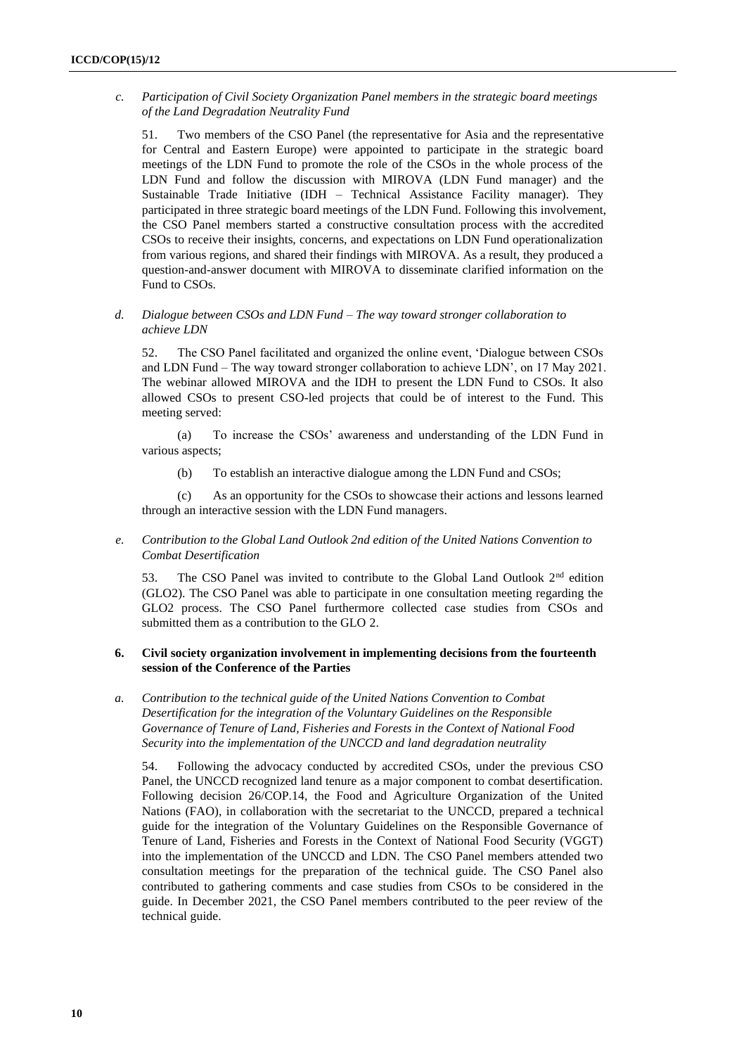*c. Participation of Civil Society Organization Panel members in the strategic board meetings of the Land Degradation Neutrality Fund*

51. Two members of the CSO Panel (the representative for Asia and the representative for Central and Eastern Europe) were appointed to participate in the strategic board meetings of the LDN Fund to promote the role of the CSOs in the whole process of the LDN Fund and follow the discussion with MIROVA (LDN Fund manager) and the Sustainable Trade Initiative (IDH – Technical Assistance Facility manager). They participated in three strategic board meetings of the LDN Fund. Following this involvement, the CSO Panel members started a constructive consultation process with the accredited CSOs to receive their insights, concerns, and expectations on LDN Fund operationalization from various regions, and shared their findings with MIROVA. As a result, they produced a question-and-answer document with MIROVA to disseminate clarified information on the Fund to CSOs.

*d. Dialogue between CSOs and LDN Fund – The way toward stronger collaboration to achieve LDN*

52. The CSO Panel facilitated and organized the online event, 'Dialogue between CSOs and LDN Fund – The way toward stronger collaboration to achieve LDN', on 17 May 2021. The webinar allowed MIROVA and the IDH to present the LDN Fund to CSOs. It also allowed CSOs to present CSO-led projects that could be of interest to the Fund. This meeting served:

(a) To increase the CSOs' awareness and understanding of the LDN Fund in various aspects;

(b) To establish an interactive dialogue among the LDN Fund and CSOs;

(c) As an opportunity for the CSOs to showcase their actions and lessons learned through an interactive session with the LDN Fund managers.

*e. Contribution to the Global Land Outlook 2nd edition of the United Nations Convention to Combat Desertification*

53. The CSO Panel was invited to contribute to the Global Land Outlook 2nd edition (GLO2). The CSO Panel was able to participate in one consultation meeting regarding the GLO2 process. The CSO Panel furthermore collected case studies from CSOs and submitted them as a contribution to the GLO 2.

### 6. Civil society organization involvement in implementing decisions from the fourteenth session of the Conference of the Parties

*a. Contribution to the technical guide of the United Nations Convention to Combat Desertification for the integration of the Voluntary Guidelines on the Responsible Governance of Tenure of Land, Fisheries and Forests in the Context of National Food Security into the implementation of the UNCCD and land degradation neutrality*

54. Following the advocacy conducted by accredited CSOs, under the previous CSO Panel, the UNCCD recognized land tenure as a major component to combat desertification. Following decision 26/COP.14, the Food and Agriculture Organization of the United Nations (FAO), in collaboration with the secretariat to the UNCCD, prepared a technical guide for the integration of the Voluntary Guidelines on the Responsible Governance of Tenure of Land, Fisheries and Forests in the Context of National Food Security (VGGT) into the implementation of the UNCCD and LDN. The CSO Panel members attended two consultation meetings for the preparation of the technical guide. The CSO Panel also contributed to gathering comments and case studies from CSOs to be considered in the guide. In December 2021, the CSO Panel members contributed to the peer review of the technical guide.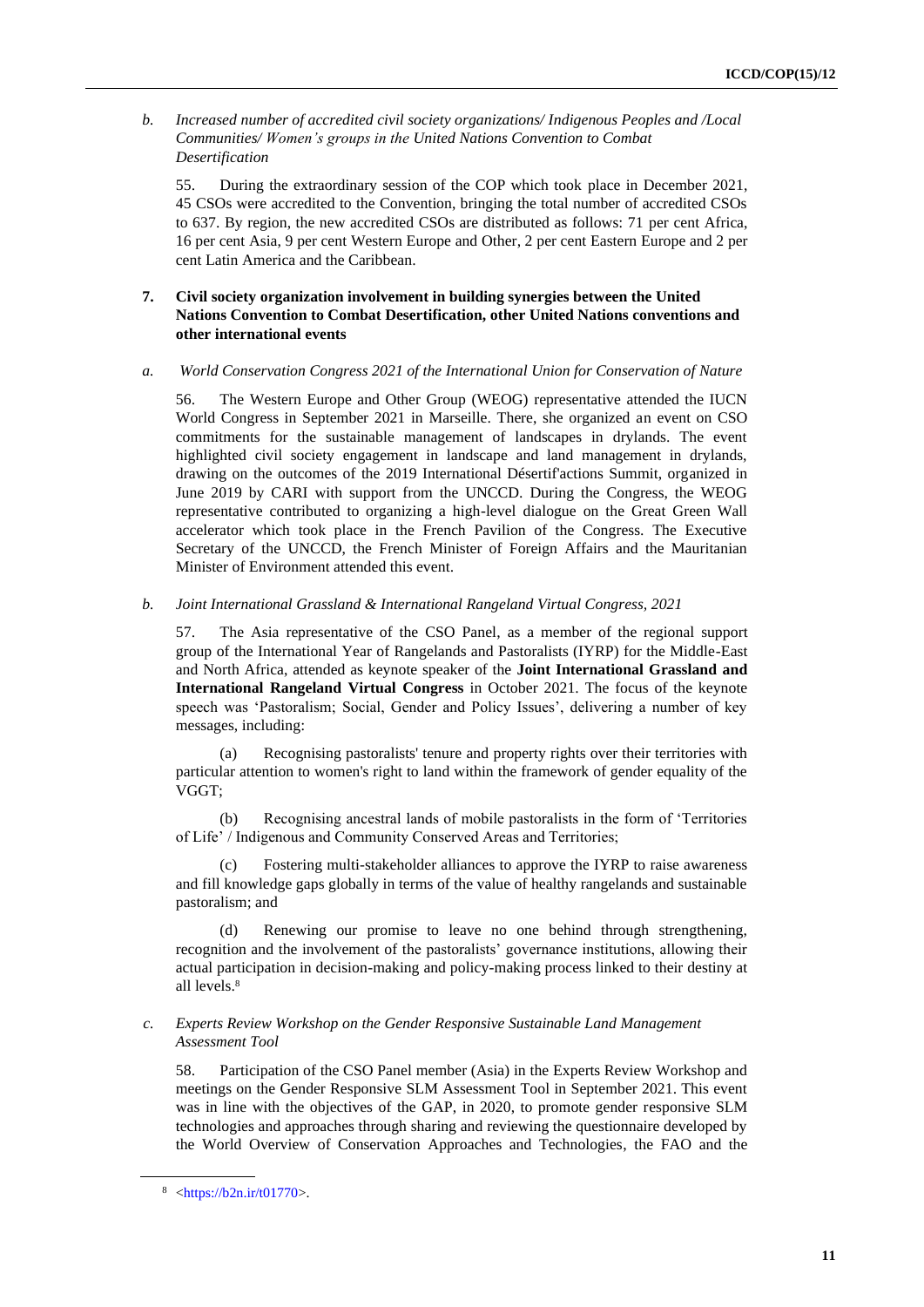*b. Increased number of accredited civil society organizations/ Indigenous Peoples and /Local Communities/ Women's groups in the United Nations Convention to Combat Desertification*

55. During the extraordinary session of the COP which took place in December 2021, 45 CSOs were accredited to the Convention, bringing the total number of accredited CSOs to 637. By region, the new accredited CSOs are distributed as follows: 71 per cent Africa, 16 per cent Asia, 9 per cent Western Europe and Other, 2 per cent Eastern Europe and 2 per cent Latin America and the Caribbean.

## 7. Civil society organization involvement in building synergies between the United Nations Convention to Combat Desertification, other United Nations conventions and other international events

*a. World Conservation Congress 2021 of the International Union for Conservation of Nature*

56. The Western Europe and Other Group (WEOG) representative attended the IUCN World Congress in September 2021 in Marseille. There, she organized an event on CSO commitments for the sustainable management of landscapes in drylands. The event highlighted civil society engagement in landscape and land management in drylands, drawing on the outcomes of the 2019 International Désertif'actions Summit, organized in June 2019 by CARI with support from the UNCCD. During the Congress, the WEOG representative contributed to organizing a high-level dialogue on the Great Green Wall accelerator which took place in the French Pavilion of the Congress. The Executive Secretary of the UNCCD, the French Minister of Foreign Affairs and the Mauritanian Minister of Environment attended this event.

*b. Joint International Grassland & International Rangeland Virtual Congress, 2021*

57. The Asia representative of the CSO Panel, as a member of the regional support group of the International Year of Rangelands and Pastoralists (IYRP) for the Middle-East and North Africa, attended as keynote speaker of the **Joint International Grassland and International Rangeland Virtual Congress** in October 2021. The focus of the keynote speech was 'Pastoralism; Social, Gender and Policy Issues', delivering a number of key messages, including:

(a) Recognising pastoralists' tenure and property rights over their territories with particular attention to women's right to land within the framework of gender equality of the VGGT;

(b) Recognising ancestral lands of mobile pastoralists in the form of 'Territories of Life' / Indigenous and Community Conserved Areas and Territories;

(c) Fostering multi-stakeholder alliances to approve the IYRP to raise awareness and fill knowledge gaps globally in terms of the value of healthy rangelands and sustainable pastoralism; and

(d) Renewing our promise to leave no one behind through strengthening, recognition and the involvement of the pastoralists' governance institutions, allowing their actual participation in decision-making and policy-making process linked to their destiny at all levels.[8]

*c. Experts Review Workshop on the Gender Responsive Sustainable Land Management Assessment Tool*

58. Participation of the CSO Panel member (Asia) in the Experts Review Workshop and meetings on the Gender Responsive SLM Assessment Tool in September 2021. This event was in line with the objectives of the GAP, in 2020, to promote gender responsive SLM technologies and approaches through sharing and reviewing the questionnaire developed by the World Overview of Conservation Approaches and Technologies, the FAO and the

[8] <https://b2n.ir/t01770>.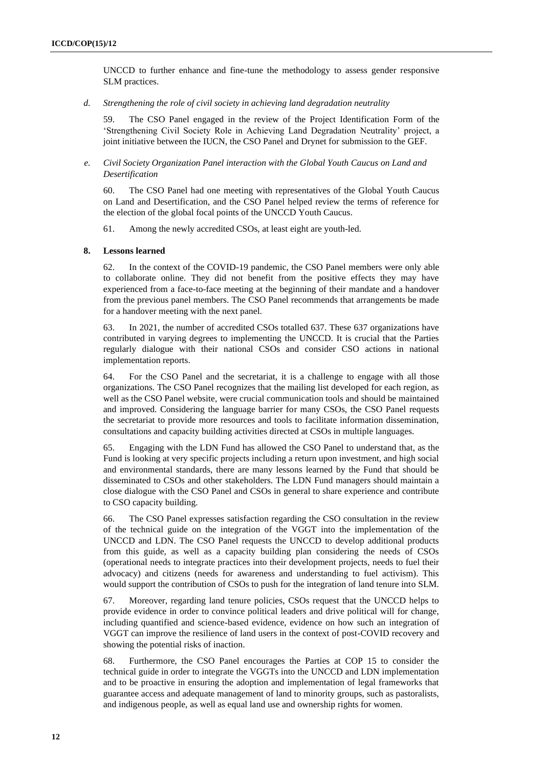UNCCD to further enhance and fine-tune the methodology to assess gender responsive SLM practices.

*d. Strengthening the role of civil society in achieving land degradation neutrality*

59. The CSO Panel engaged in the review of the Project Identification Form of the 'Strengthening Civil Society Role in Achieving Land Degradation Neutrality' project, a joint initiative between the IUCN, the CSO Panel and Drynet for submission to the GEF.

*e. Civil Society Organization Panel interaction with the Global Youth Caucus on Land and Desertification*

60. The CSO Panel had one meeting with representatives of the Global Youth Caucus on Land and Desertification, and the CSO Panel helped review the terms of reference for the election of the global focal points of the UNCCD Youth Caucus.

61. Among the newly accredited CSOs, at least eight are youth-led.

### 8. Lessons learned

62. In the context of the COVID-19 pandemic, the CSO Panel members were only able to collaborate online. They did not benefit from the positive effects they may have experienced from a face-to-face meeting at the beginning of their mandate and a handover from the previous panel members. The CSO Panel recommends that arrangements be made for a handover meeting with the next panel.

63. In 2021, the number of accredited CSOs totalled 637. These 637 organizations have contributed in varying degrees to implementing the UNCCD. It is crucial that the Parties regularly dialogue with their national CSOs and consider CSO actions in national implementation reports.

64. For the CSO Panel and the secretariat, it is a challenge to engage with all those organizations. The CSO Panel recognizes that the mailing list developed for each region, as well as the CSO Panel website, were crucial communication tools and should be maintained and improved. Considering the language barrier for many CSOs, the CSO Panel requests the secretariat to provide more resources and tools to facilitate information dissemination, consultations and capacity building activities directed at CSOs in multiple languages.

65. Engaging with the LDN Fund has allowed the CSO Panel to understand that, as the Fund is looking at very specific projects including a return upon investment, and high social and environmental standards, there are many lessons learned by the Fund that should be disseminated to CSOs and other stakeholders. The LDN Fund managers should maintain a close dialogue with the CSO Panel and CSOs in general to share experience and contribute to CSO capacity building.

66. The CSO Panel expresses satisfaction regarding the CSO consultation in the review of the technical guide on the integration of the VGGT into the implementation of the UNCCD and LDN. The CSO Panel requests the UNCCD to develop additional products from this guide, as well as a capacity building plan considering the needs of CSOs (operational needs to integrate practices into their development projects, needs to fuel their advocacy) and citizens (needs for awareness and understanding to fuel activism). This would support the contribution of CSOs to push for the integration of land tenure into SLM.

67. Moreover, regarding land tenure policies, CSOs request that the UNCCD helps to provide evidence in order to convince political leaders and drive political will for change, including quantified and science-based evidence, evidence on how such an integration of VGGT can improve the resilience of land users in the context of post-COVID recovery and showing the potential risks of inaction.

68. Furthermore, the CSO Panel encourages the Parties at COP 15 to consider the technical guide in order to integrate the VGGTs into the UNCCD and LDN implementation and to be proactive in ensuring the adoption and implementation of legal frameworks that guarantee access and adequate management of land to minority groups, such as pastoralists, and indigenous people, as well as equal land use and ownership rights for women.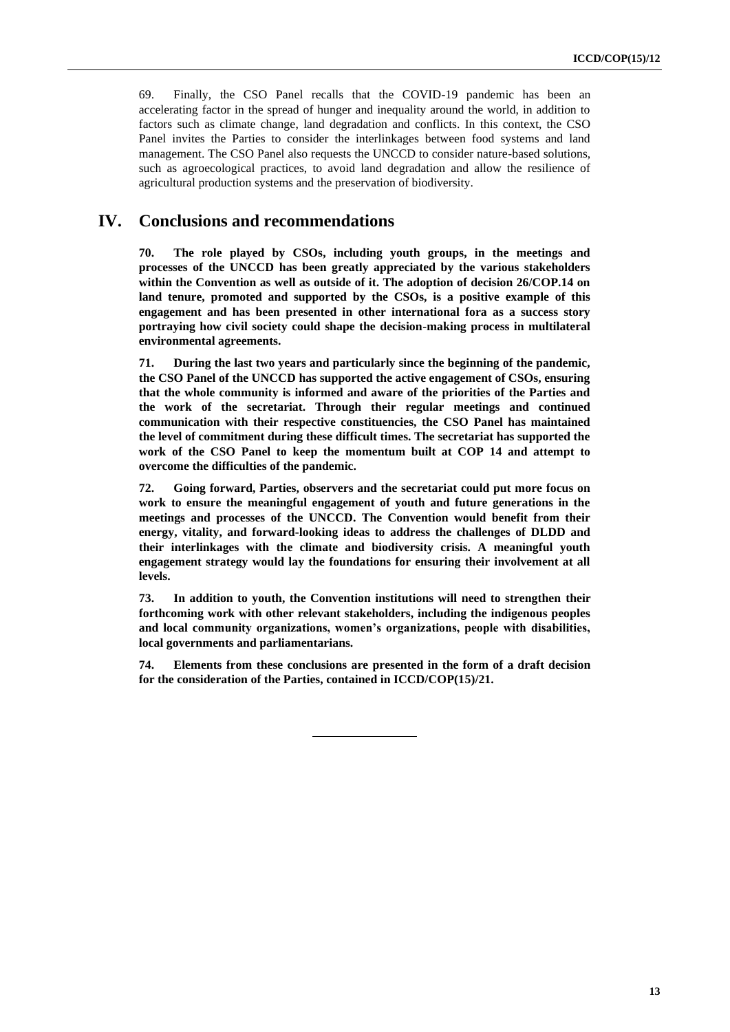69. Finally, the CSO Panel recalls that the COVID-19 pandemic has been an accelerating factor in the spread of hunger and inequality around the world, in addition to factors such as climate change, land degradation and conflicts. In this context, the CSO Panel invites the Parties to consider the interlinkages between food systems and land management. The CSO Panel also requests the UNCCD to consider nature-based solutions, such as agroecological practices, to avoid land degradation and allow the resilience of agricultural production systems and the preservation of biodiversity.

# IV. Conclusions and recommendations

**70. The role played by CSOs, including youth groups, in the meetings and processes of the UNCCD has been greatly appreciated by the various stakeholders within the Convention as well as outside of it. The adoption of decision 26/COP.14 on land tenure, promoted and supported by the CSOs, is a positive example of this engagement and has been presented in other international fora as a success story portraying how civil society could shape the decision-making process in multilateral environmental agreements.**

**71. During the last two years and particularly since the beginning of the pandemic, the CSO Panel of the UNCCD has supported the active engagement of CSOs, ensuring that the whole community is informed and aware of the priorities of the Parties and the work of the secretariat. Through their regular meetings and continued communication with their respective constituencies, the CSO Panel has maintained the level of commitment during these difficult times. The secretariat has supported the work of the CSO Panel to keep the momentum built at COP 14 and attempt to overcome the difficulties of the pandemic.**

**72. Going forward, Parties, observers and the secretariat could put more focus on work to ensure the meaningful engagement of youth and future generations in the meetings and processes of the UNCCD. The Convention would benefit from their energy, vitality, and forward-looking ideas to address the challenges of DLDD and their interlinkages with the climate and biodiversity crisis. A meaningful youth engagement strategy would lay the foundations for ensuring their involvement at all levels.**

**73. In addition to youth, the Convention institutions will need to strengthen their forthcoming work with other relevant stakeholders, including the indigenous peoples and local community organizations, women's organizations, people with disabilities, local governments and parliamentarians.**

**74. Elements from these conclusions are presented in the form of a draft decision for the consideration of the Parties, contained in ICCD/COP(15)/21.**